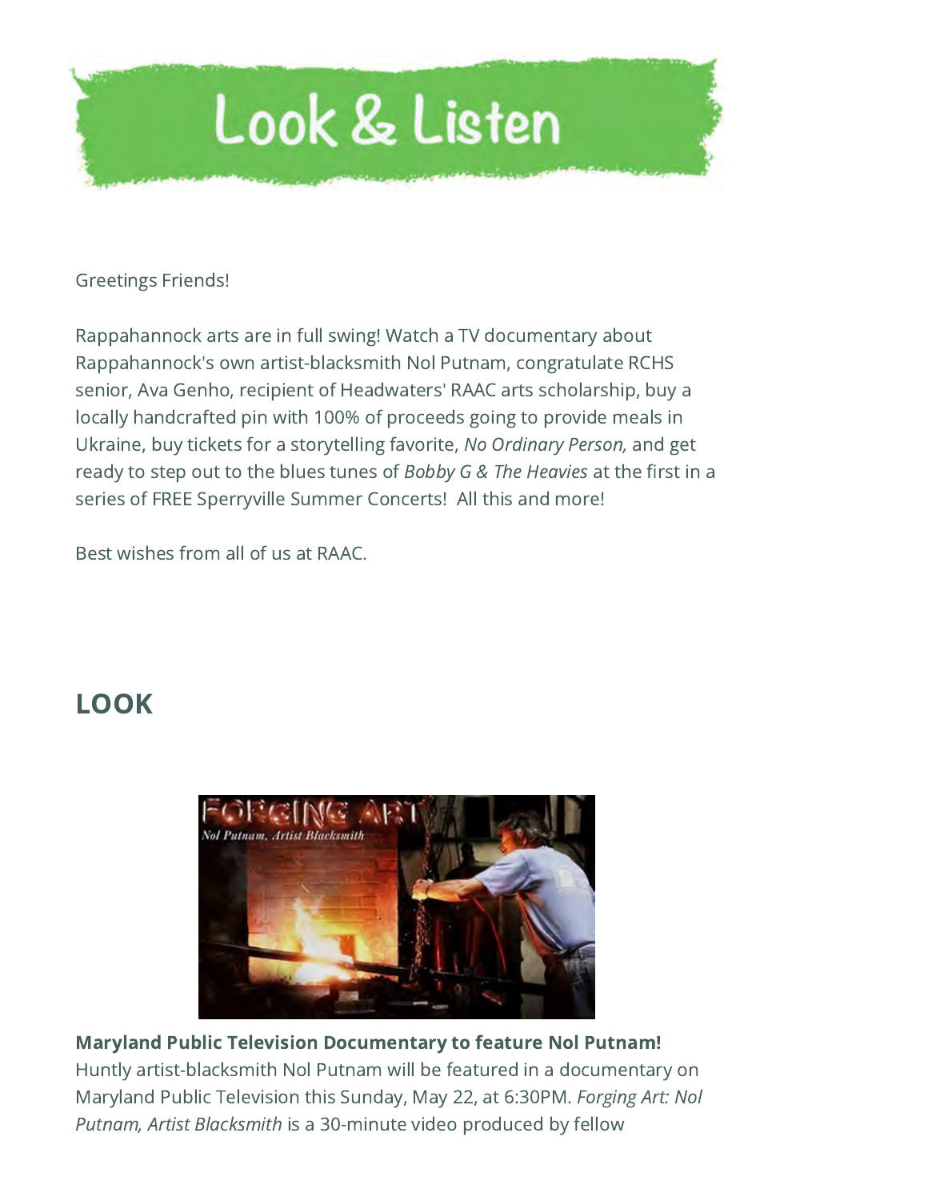# Look & Listen

Greetings Friends!

Rappahannock arts are in full swing! Watch a TV documentary about Rappahannock's own artist-blacksmith Nol Putnam, congratulate RCHS senior, Ava Genho, recipient of Headwaters' RAAC arts scholarship, buy a locally handcrafted pin with 100% of proceeds going to provide meals in Ukraine, buy tickets for a storytelling favorite, *No Ordinary Person,* and get ready to step out to the blues tunes of *Bobby G & The Heavies* at the first in a series of FREE Sperryville Summer Concerts! All this and more!

Best wishes from all of us at RAAC.

## LOOK

**Maryland Public Television Documentary to feature Nol Putnam!**
Huntly artist-blacksmith Nol Putnam will be featured in a documentary on Maryland Public Television this Sunday, May 22, at 6:30PM. *Forging Art: Nol Putnam, Artist Blacksmith* is a 30-minute video produced by fellow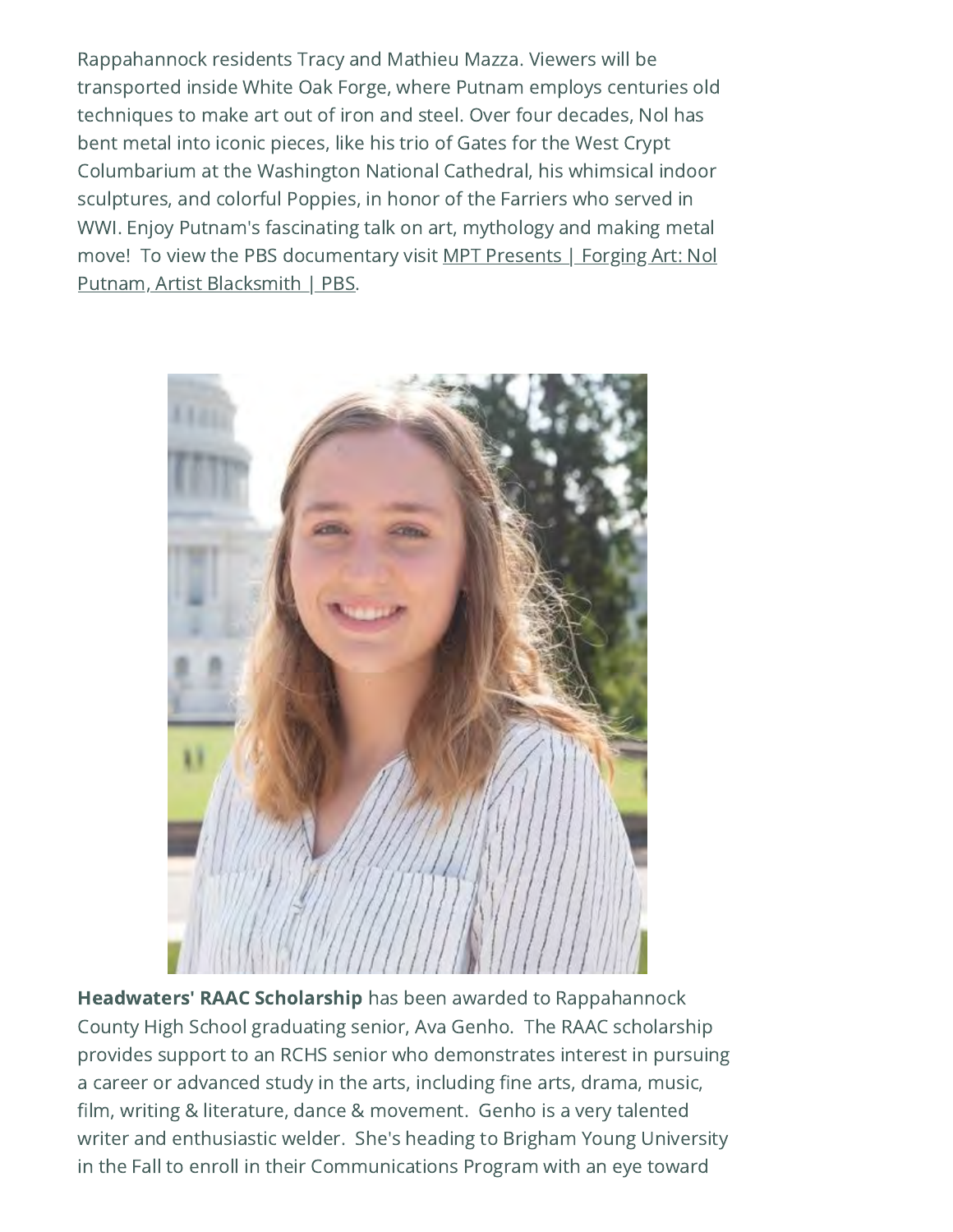Rappahannock residents Tracy and Mathieu Mazza. Viewers will be transported inside White Oak Forge, where Putnam employs centuries old techniques to make art out of iron and steel. Over four decades, Nol has bent metal into iconic pieces, like his trio of Gates for the West Crypt Columbarium at the Washington National Cathedral, his whimsical indoor sculptures, and colorful Poppies, in honor of the Farriers who served in WWI. Enjoy Putnam's fascinating talk on art, mythology and making metal move! To view the PBS documentary visit MPT Presents | Forging Art: Nol Putnam, Artist Blacksmith | PBS.

**Headwaters' RAAC Scholarship** has been awarded to Rappahannock County High School graduating senior, Ava Genho. The RAAC scholarship provides support to an RCHS senior who demonstrates interest in pursuing a career or advanced study in the arts, including fine arts, drama, music, film, writing & literature, dance & movement. Genho is a very talented writer and enthusiastic welder. She's heading to Brigham Young University in the Fall to enroll in their Communications Program with an eye toward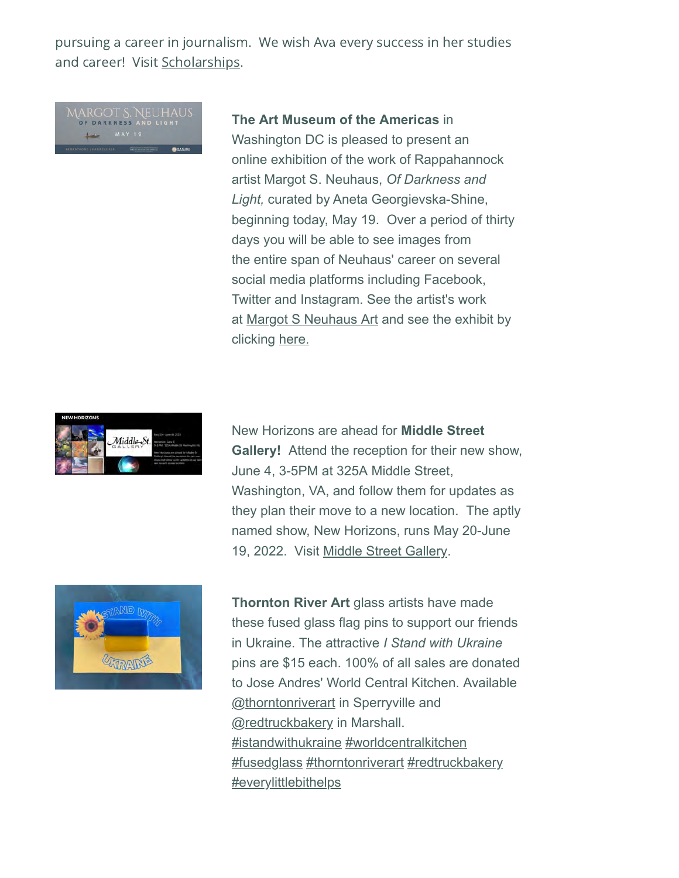pursuing a career in journalism.  We wish Ava every success in her studies and career!  Visit Scholarships.

**The Art Museum of the Americas** in Washington DC is pleased to present an online exhibition of the work of Rappahannock artist Margot S. Neuhaus, *Of Darkness and Light,* curated by Aneta Georgievska-Shine, beginning today, May 19.  Over a period of thirty days you will be able to see images from the entire span of Neuhaus' career on several social media platforms including Facebook, Twitter and Instagram. See the artist's work at Margot S Neuhaus Art and see the exhibit by clicking here.

New Horizons are ahead for **Middle Street Gallery!**  Attend the reception for their new show, June 4, 3-5PM at 325A Middle Street, Washington, VA, and follow them for updates as they plan their move to a new location.  The aptly named show, New Horizons, runs May 20-June 19, 2022.  Visit Middle Street Gallery.

**Thornton River Art** glass artists have made these fused glass flag pins to support our friends in Ukraine. The attractive *I Stand with Ukraine* pins are $15 each. 100% of all sales are donated to Jose Andres' World Central Kitchen. Available @thorntonriverart in Sperryville and @redtruckbakery in Marshall. #istandwithukraine #worldcentralkitchen #fusedglass #thorntonriverart #redtruckbakery #everylittlebithelps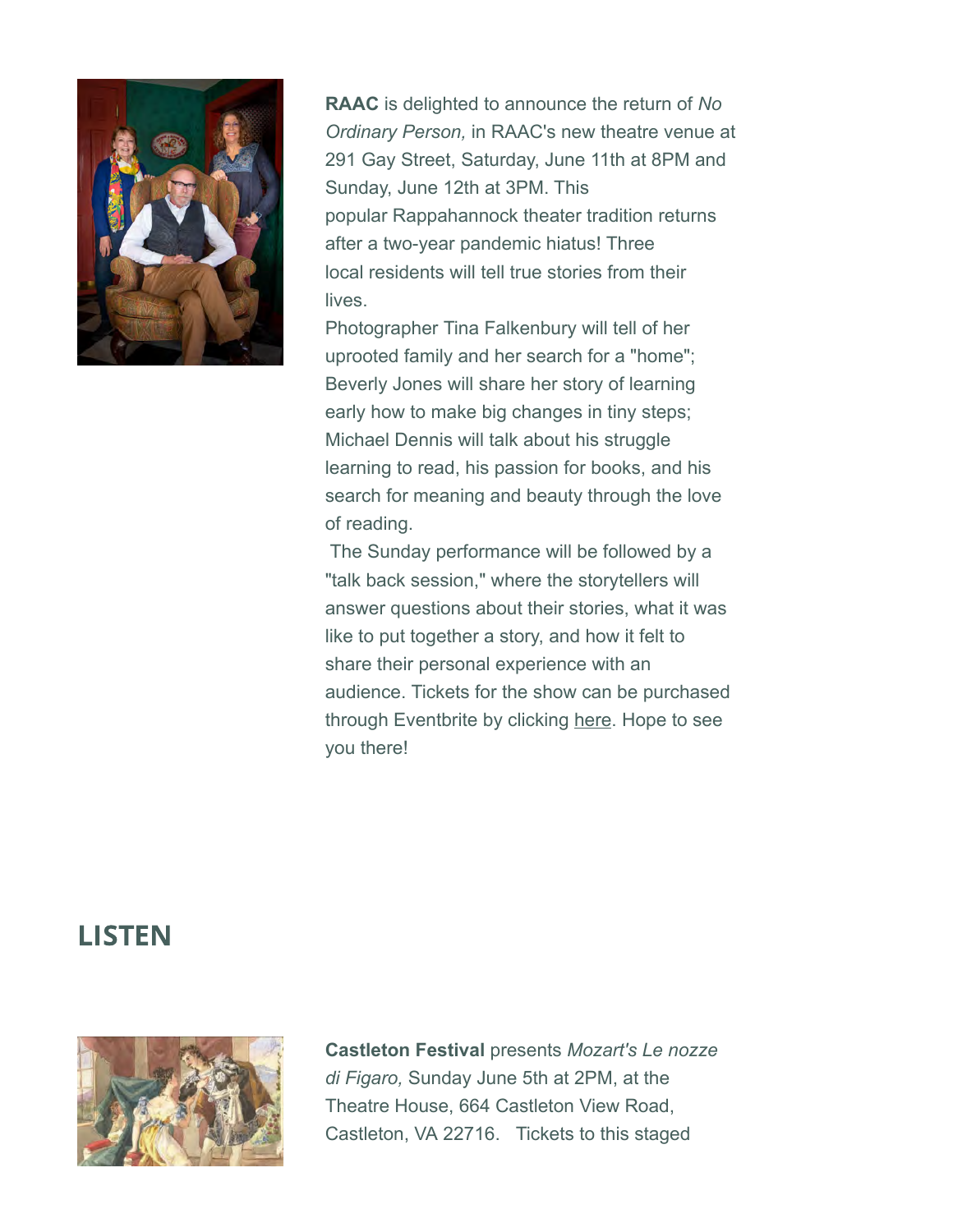**RAAC** is delighted to announce the return of *No Ordinary Person,* in RAAC's new theatre venue at 291 Gay Street, Saturday, June 11th at 8PM and Sunday, June 12th at 3PM. This popular Rappahannock theater tradition returns after a two-year pandemic hiatus! Three local residents will tell true stories from their lives.

Photographer Tina Falkenbury will tell of her uprooted family and her search for a "home"; Beverly Jones will share her story of learning early how to make big changes in tiny steps; Michael Dennis will talk about his struggle learning to read, his passion for books, and his search for meaning and beauty through the love of reading.

The Sunday performance will be followed by a "talk back session," where the storytellers will answer questions about their stories, what it was like to put together a story, and how it felt to share their personal experience with an audience. Tickets for the show can be purchased through Eventbrite by clicking here. Hope to see you there!

## LISTEN

**Castleton Festival** presents *Mozart's Le nozze di Figaro,* Sunday June 5th at 2PM, at the Theatre House, 664 Castleton View Road, Castleton, VA 22716. Tickets to this staged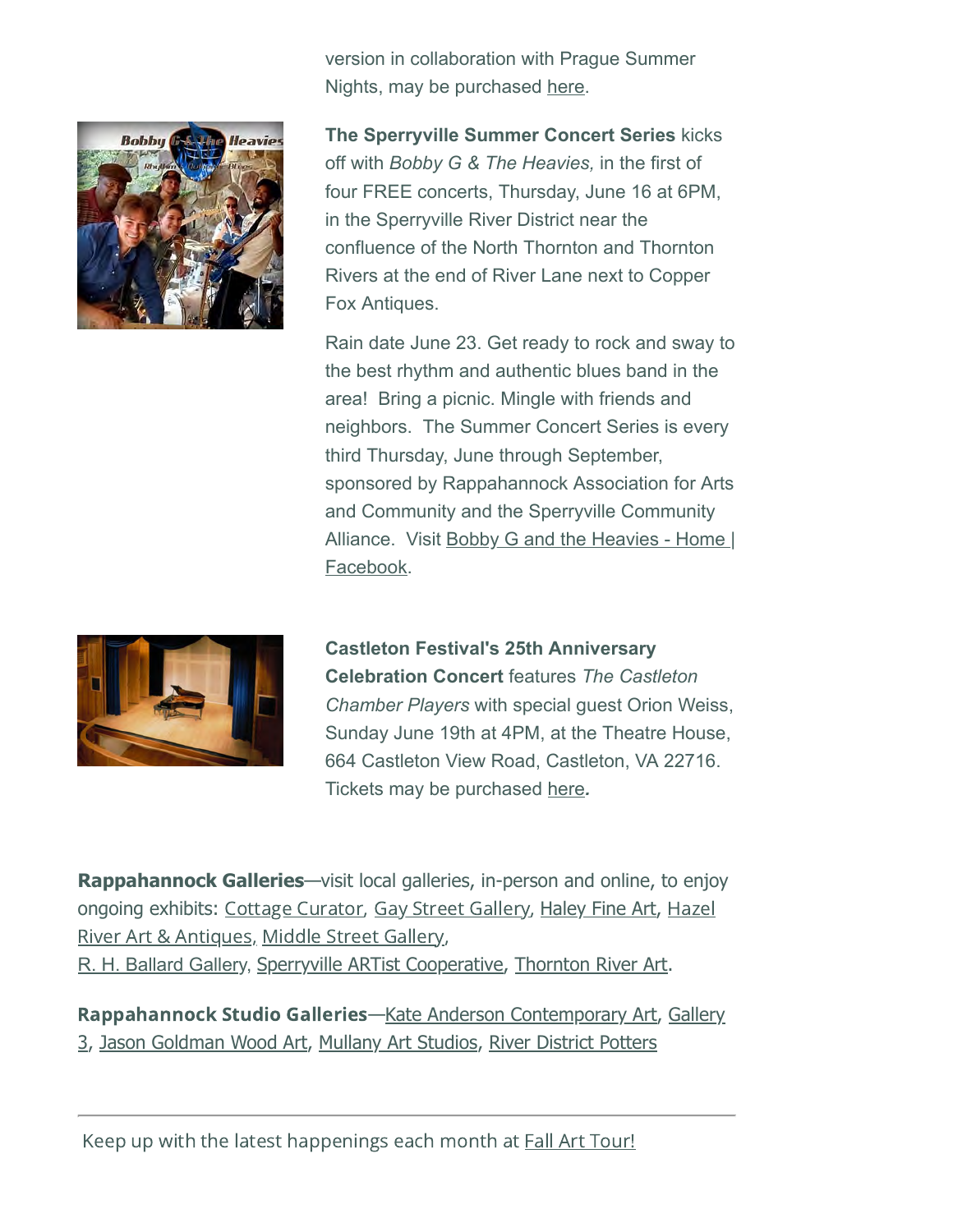version in collaboration with Prague Summer Nights, may be purchased here.

**The Sperryville Summer Concert Series** kicks off with *Bobby G & The Heavies,* in the first of four FREE concerts, Thursday, June 16 at 6PM, in the Sperryville River District near the confluence of the North Thornton and Thornton Rivers at the end of River Lane next to Copper Fox Antiques.

Rain date June 23. Get ready to rock and sway to the best rhythm and authentic blues band in the area! Bring a picnic. Mingle with friends and neighbors. The Summer Concert Series is every third Thursday, June through September, sponsored by Rappahannock Association for Arts and Community and the Sperryville Community Alliance. Visit Bobby G and the Heavies - Home | Facebook.

**Castleton Festival's 25th Anniversary Celebration Concert** features *The Castleton Chamber Players* with special guest Orion Weiss, Sunday June 19th at 4PM, at the Theatre House, 664 Castleton View Road, Castleton, VA 22716. Tickets may be purchased here.

**Rappahannock Galleries**—visit local galleries, in-person and online, to enjoy ongoing exhibits: Cottage Curator, Gay Street Gallery, Haley Fine Art, Hazel River Art & Antiques, Middle Street Gallery, R. H. Ballard Gallery, Sperryville ARTist Cooperative, Thornton River Art.

**Rappahannock Studio Galleries**—Kate Anderson Contemporary Art, Gallery 3, Jason Goldman Wood Art, Mullany Art Studios, River District Potters

---

Keep up with the latest happenings each month at Fall Art Tour!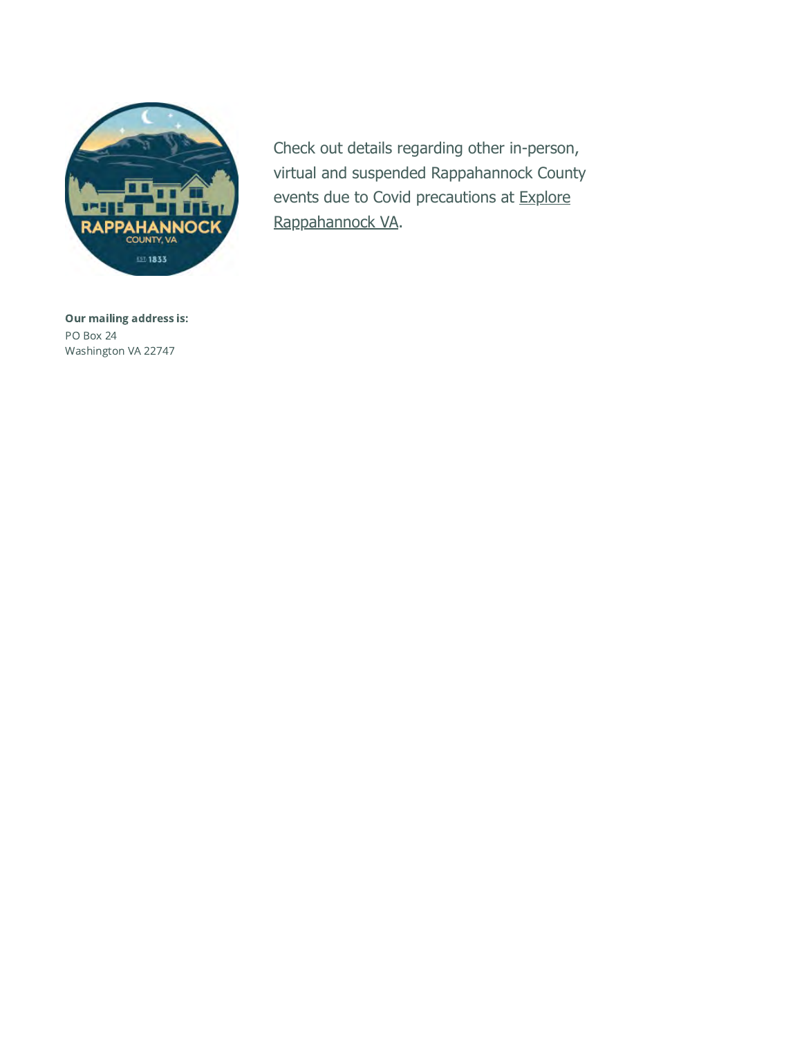Check out details regarding other in-person, virtual and suspended Rappahannock County events due to Covid precautions at Explore Rappahannock VA.

**Our mailing address is:**
PO Box 24
Washington VA 22747